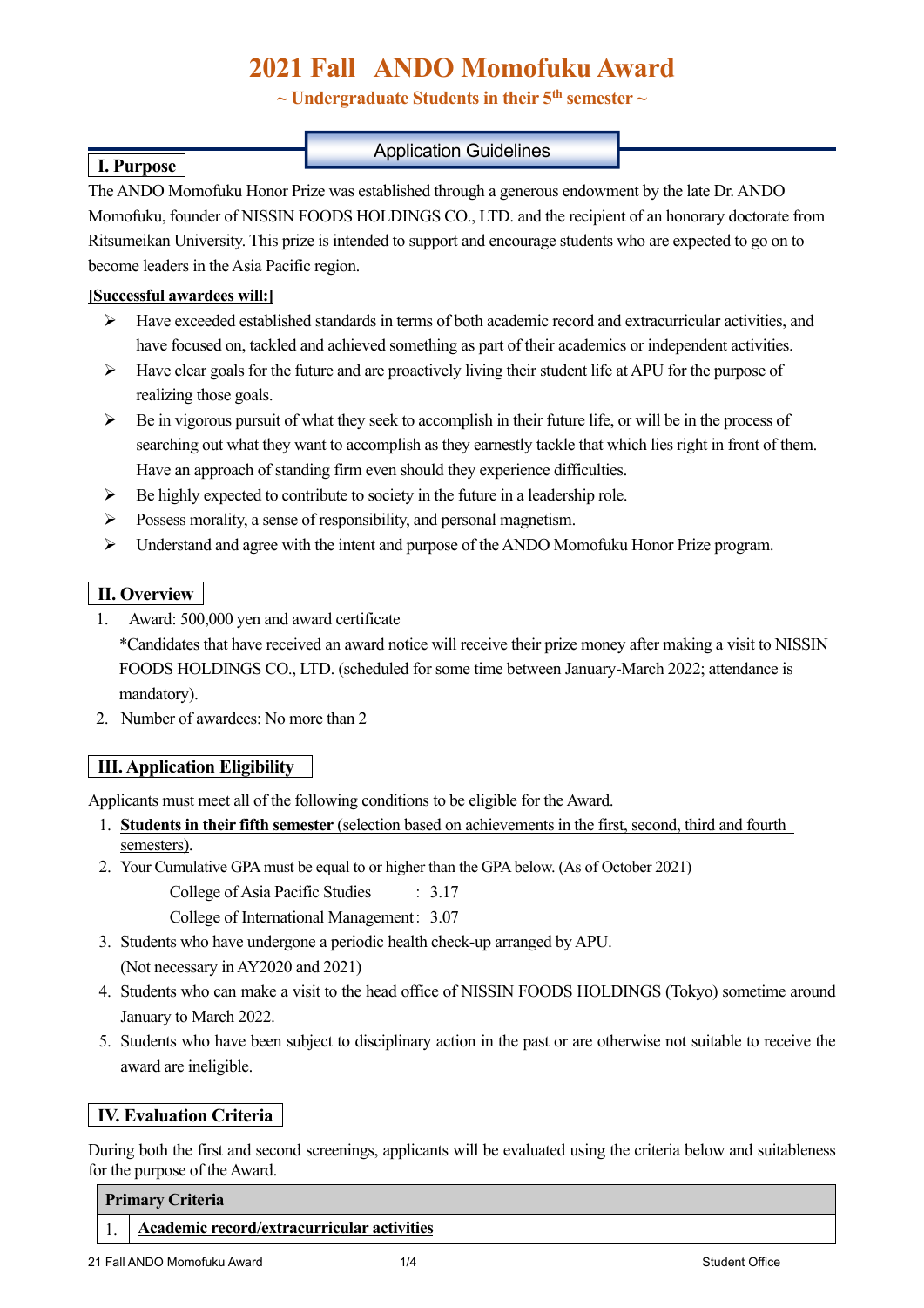# 2021 Fall ANDO Momofuku Award

**~ Undergraduate Students in their 5th semester ~**

**Application Guidelines**

## I. Purpose

The ANDO Momofuku Honor Prize was established through a generous endowment by the late Dr. ANDO Momofuku, founder of NISSIN FOODS HOLDINGS CO., LTD. and the recipient of an honorary doctorate from Ritsumeikan University. This prize is intended to support and encourage students who are expected to go on to become leaders in the Asia Pacific region.

**[Successful awardees will:]**

- Have exceeded established standards in terms of both academic record and extracurricular activities, and have focused on, tackled and achieved something as part of their academics or independent activities.
- Have clear goals for the future and are proactively living their student life at APU for the purpose of realizing those goals.
- Be in vigorous pursuit of what they seek to accomplish in their future life, or will be in the process of searching out what they want to accomplish as they earnestly tackle that which lies right in front of them. Have an approach of standing firm even should they experience difficulties.
- Be highly expected to contribute to society in the future in a leadership role.
- Possess morality, a sense of responsibility, and personal magnetism.
- Understand and agree with the intent and purpose of the ANDO Momofuku Honor Prize program.

## II. Overview

1. Award: 500,000 yen and award certificate
   *Candidates that have received an award notice will receive their prize money after making a visit to NISSIN FOODS HOLDINGS CO., LTD. (scheduled for some time between January-March 2022; attendance is mandatory).
2. Number of awardees: No more than 2

## III. Application Eligibility

Applicants must meet all of the following conditions to be eligible for the Award.

1. **Students in their fifth semester** (selection based on achievements in the first, second, third and fourth semesters).
2. Your Cumulative GPA must be equal to or higher than the GPA below. (As of October 2021)
   College of Asia Pacific Studies : 3.17
   College of International Management : 3.07
3. Students who have undergone a periodic health check-up arranged by APU.
   (Not necessary in AY2020 and 2021)
4. Students who can make a visit to the head office of NISSIN FOODS HOLDINGS (Tokyo) sometime around January to March 2022.
5. Students who have been subject to disciplinary action in the past or are otherwise not suitable to receive the award are ineligible.

## IV. Evaluation Criteria

During both the first and second screenings, applicants will be evaluated using the criteria below and suitableness for the purpose of the Award.

| Primary Criteria | |
|---|---|
| 1. | **Academic record/extracurricular activities** |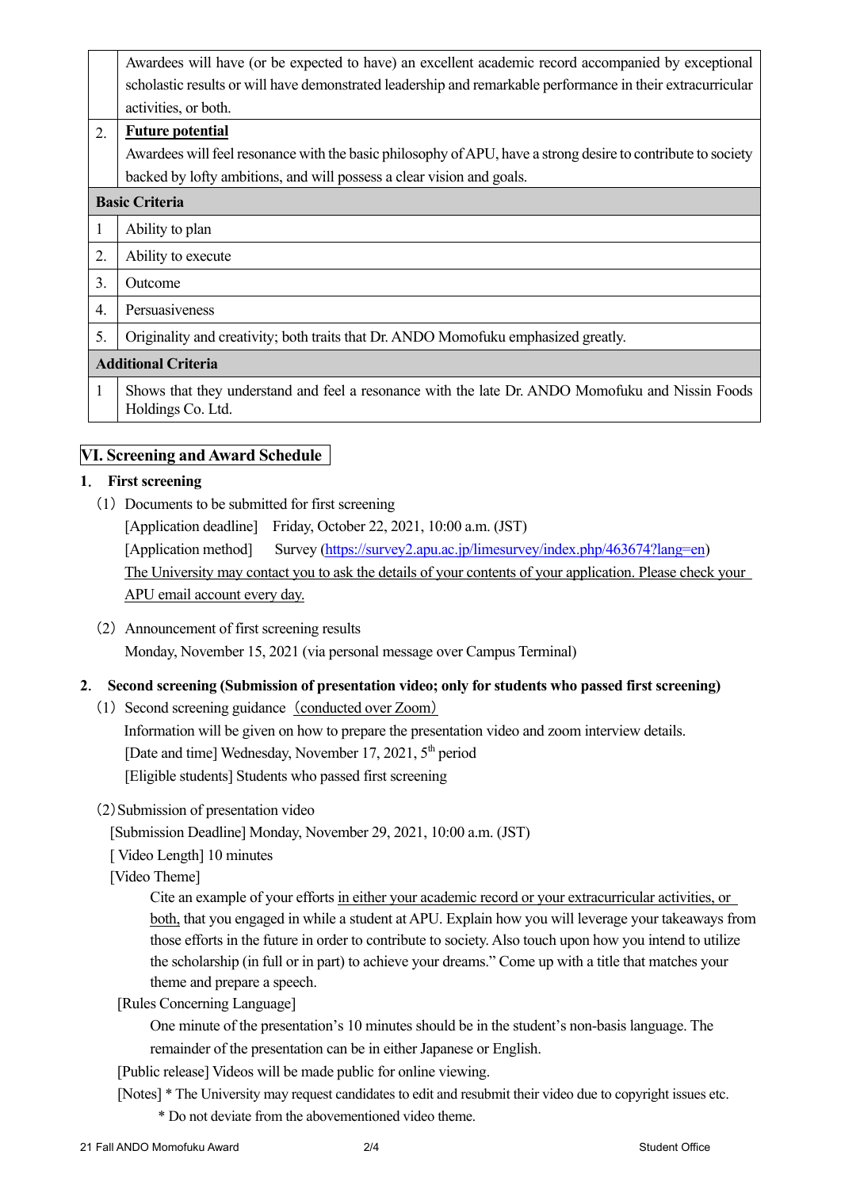| | |
|---|---|
| | Awardees will have (or be expected to have) an excellent academic record accompanied by exceptional scholastic results or will have demonstrated leadership and remarkable performance in their extracurricular activities, or both. |
| 2. | **Future potential**<br>Awardees will feel resonance with the basic philosophy of APU, have a strong desire to contribute to society backed by lofty ambitions, and will possess a clear vision and goals. |
| **Basic Criteria** | |
| 1 | Ability to plan |
| 2. | Ability to execute |
| 3. | Outcome |
| 4. | Persuasiveness |
| 5. | Originality and creativity; both traits that Dr. ANDO Momofuku emphasized greatly. |
| **Additional Criteria** | |
| 1 | Shows that they understand and feel a resonance with the late Dr. ANDO Momofuku and Nissin Foods Holdings Co. Ltd. |

## VI. Screening and Award Schedule

### 1. First screening

（1）Documents to be submitted for first screening

[Application deadline] Friday, October 22, 2021, 10:00 a.m. (JST)

[Application method] Survey (https://survey2.apu.ac.jp/limesurvey/index.php/463674?lang=en)

The University may contact you to ask the details of your contents of your application. Please check your APU email account every day.

（2）Announcement of first screening results

Monday, November 15, 2021 (via personal message over Campus Terminal)

### 2. Second screening (Submission of presentation video; only for students who passed first screening)

（1）Second screening guidance（conducted over Zoom）

Information will be given on how to prepare the presentation video and zoom interview details.

[Date and time] Wednesday, November 17, 2021, 5th period

[Eligible students] Students who passed first screening

（2）Submission of presentation video

[Submission Deadline] Monday, November 29, 2021, 10:00 a.m. (JST)

[ Video Length] 10 minutes

[Video Theme]

Cite an example of your efforts in either your academic record or your extracurricular activities, or both, that you engaged in while a student at APU. Explain how you will leverage your takeaways from those efforts in the future in order to contribute to society. Also touch upon how you intend to utilize the scholarship (in full or in part) to achieve your dreams." Come up with a title that matches your theme and prepare a speech.

[Rules Concerning Language]

One minute of the presentation's 10 minutes should be in the student's non-basis language. The remainder of the presentation can be in either Japanese or English.

[Public release] Videos will be made public for online viewing.

[Notes] * The University may request candidates to edit and resubmit their video due to copyright issues etc.

* Do not deviate from the abovementioned video theme.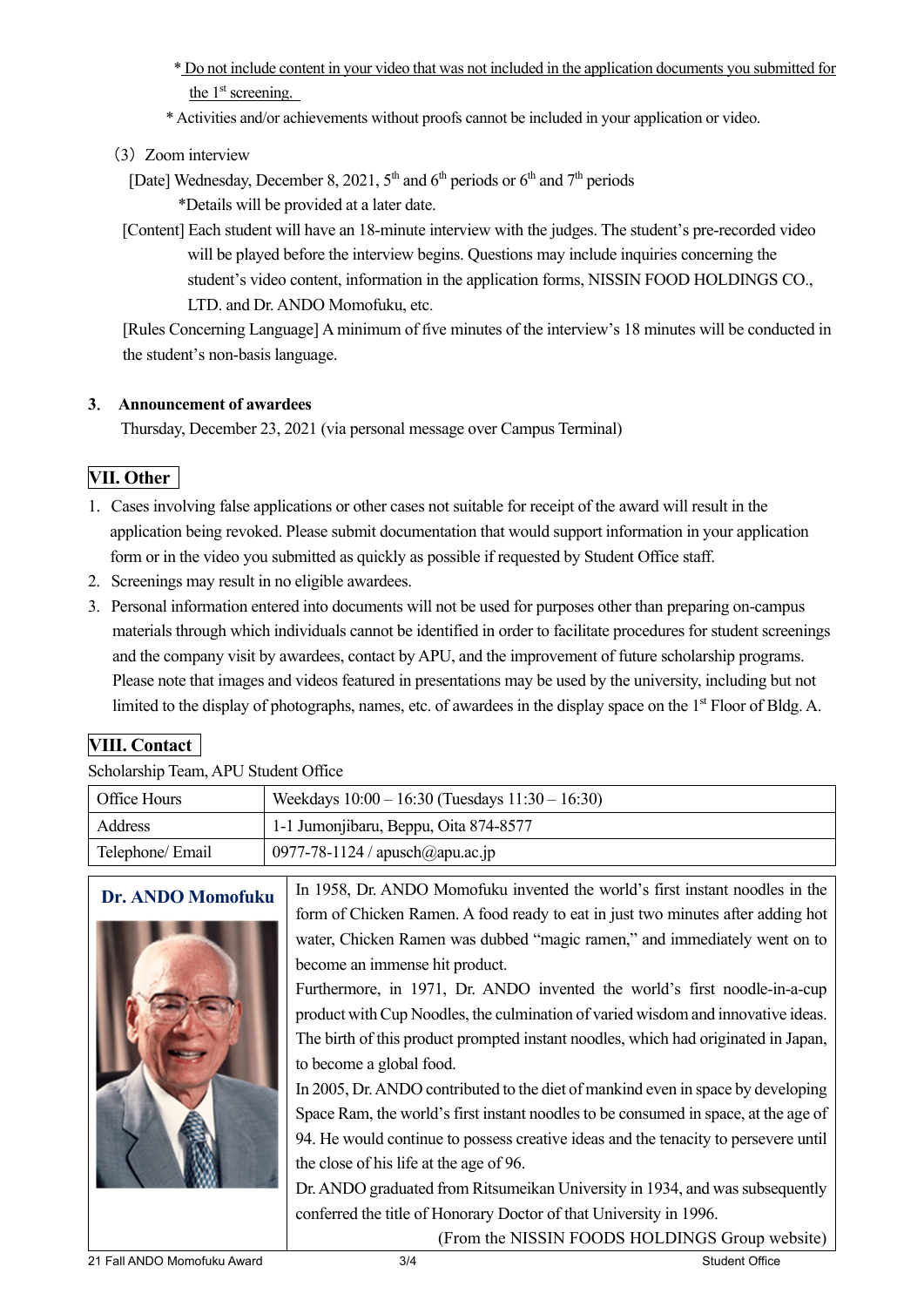* Do not include content in your video that was not included in the application documents you submitted for the 1st screening.

* Activities and/or achievements without proofs cannot be included in your application or video.

(3) Zoom interview

[Date] Wednesday, December 8, 2021, 5th and 6th periods or 6th and 7th periods

*Details will be provided at a later date.

[Content] Each student will have an 18-minute interview with the judges. The student's pre-recorded video will be played before the interview begins. Questions may include inquiries concerning the student's video content, information in the application forms, NISSIN FOOD HOLDINGS CO., LTD. and Dr. ANDO Momofuku, etc.

[Rules Concerning Language] A minimum of five minutes of the interview's 18 minutes will be conducted in the student's non-basis language.

**3. Announcement of awardees**

Thursday, December 23, 2021 (via personal message over Campus Terminal)

## VII. Other

1. Cases involving false applications or other cases not suitable for receipt of the award will result in the application being revoked. Please submit documentation that would support information in your application form or in the video you submitted as quickly as possible if requested by Student Office staff.
2. Screenings may result in no eligible awardees.
3. Personal information entered into documents will not be used for purposes other than preparing on-campus materials through which individuals cannot be identified in order to facilitate procedures for student screenings and the company visit by awardees, contact by APU, and the improvement of future scholarship programs. Please note that images and videos featured in presentations may be used by the university, including but not limited to the display of photographs, names, etc. of awardees in the display space on the 1st Floor of Bldg. A.

## VIII. Contact

Scholarship Team, APU Student Office

| | |
|---|---|
| Office Hours | Weekdays 10:00 – 16:30 (Tuesdays 11:30 – 16:30) |
| Address | 1-1 Jumonjibaru, Beppu, Oita 874-8577 |
| Telephone/ Email | 0977-78-1124 / apusch@apu.ac.jp |

**Dr. ANDO Momofuku**

In 1958, Dr. ANDO Momofuku invented the world's first instant noodles in the form of Chicken Ramen. A food ready to eat in just two minutes after adding hot water, Chicken Ramen was dubbed "magic ramen," and immediately went on to become an immense hit product.

Furthermore, in 1971, Dr. ANDO invented the world's first noodle-in-a-cup product with Cup Noodles, the culmination of varied wisdom and innovative ideas. The birth of this product prompted instant noodles, which had originated in Japan, to become a global food.

In 2005, Dr. ANDO contributed to the diet of mankind even in space by developing Space Ram, the world's first instant noodles to be consumed in space, at the age of 94. He would continue to possess creative ideas and the tenacity to persevere until the close of his life at the age of 96.

Dr. ANDO graduated from Ritsumeikan University in 1934, and was subsequently conferred the title of Honorary Doctor of that University in 1996.

(From the NISSIN FOODS HOLDINGS Group website)